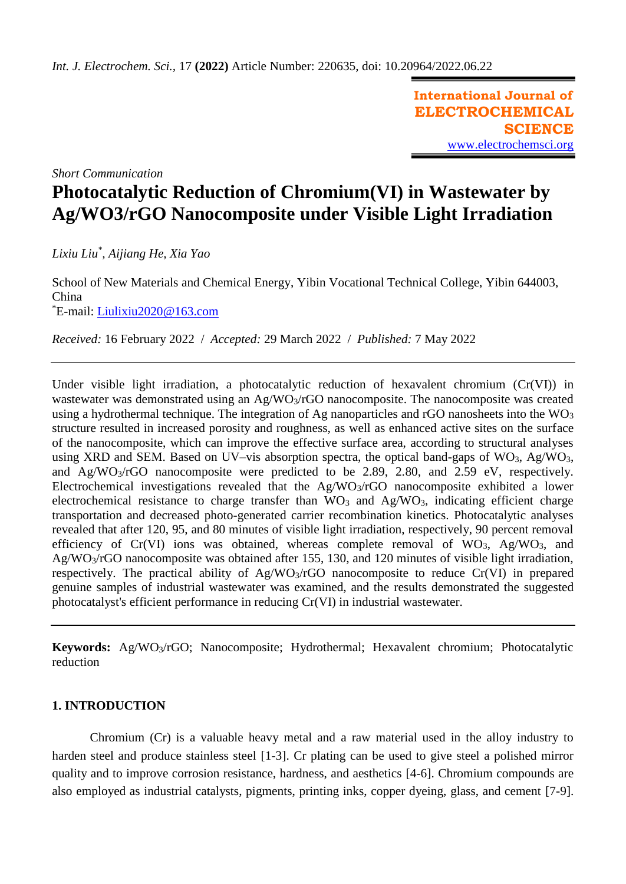Short Communication

# Photocatalytic Reduction of Chromium(VI) in Wastewater by Ag/WO3/rGO Nanocomposite under Visible Light Irradiation

*Lixiu Liu*[*]*, Aijiang He, Xia Yao*

School of New Materials and Chemical Energy, Yibin Vocational Technical College, Yibin 644003, China
[*]E-mail: Liulixiu2020@163.com

*Received:* 16 February 2022 / *Accepted:* 29 March 2022 / *Published:* 7 May 2022

---

Under visible light irradiation, a photocatalytic reduction of hexavalent chromium (Cr(VI)) in wastewater was demonstrated using an Ag/$WO_3$/rGO nanocomposite. The nanocomposite was created using a hydrothermal technique. The integration of Ag nanoparticles and rGO nanosheets into the $WO_3$ structure resulted in increased porosity and roughness, as well as enhanced active sites on the surface of the nanocomposite, which can improve the effective surface area, according to structural analyses using XRD and SEM. Based on UV–vis absorption spectra, the optical band-gaps of $WO_3$, Ag/$WO_3$, and Ag/$WO_3$/rGO nanocomposite were predicted to be 2.89, 2.80, and 2.59 eV, respectively. Electrochemical investigations revealed that the Ag/$WO_3$/rGO nanocomposite exhibited a lower electrochemical resistance to charge transfer than $WO_3$ and Ag/$WO_3$, indicating efficient charge transportation and decreased photo-generated carrier recombination kinetics. Photocatalytic analyses revealed that after 120, 95, and 80 minutes of visible light irradiation, respectively, 90 percent removal efficiency of Cr(VI) ions was obtained, whereas complete removal of $WO_3$, Ag/$WO_3$, and Ag/$WO_3$/rGO nanocomposite was obtained after 155, 130, and 120 minutes of visible light irradiation, respectively. The practical ability of Ag/$WO_3$/rGO nanocomposite to reduce Cr(VI) in prepared genuine samples of industrial wastewater was examined, and the results demonstrated the suggested photocatalyst's efficient performance in reducing Cr(VI) in industrial wastewater.

---

**Keywords:** Ag/$WO_3$/rGO; Nanocomposite; Hydrothermal; Hexavalent chromium; Photocatalytic reduction

## 1. INTRODUCTION

Chromium (Cr) is a valuable heavy metal and a raw material used in the alloy industry to harden steel and produce stainless steel [1-3]. Cr plating can be used to give steel a polished mirror quality and to improve corrosion resistance, hardness, and aesthetics [4-6]. Chromium compounds are also employed as industrial catalysts, pigments, printing inks, copper dyeing, glass, and cement [7-9].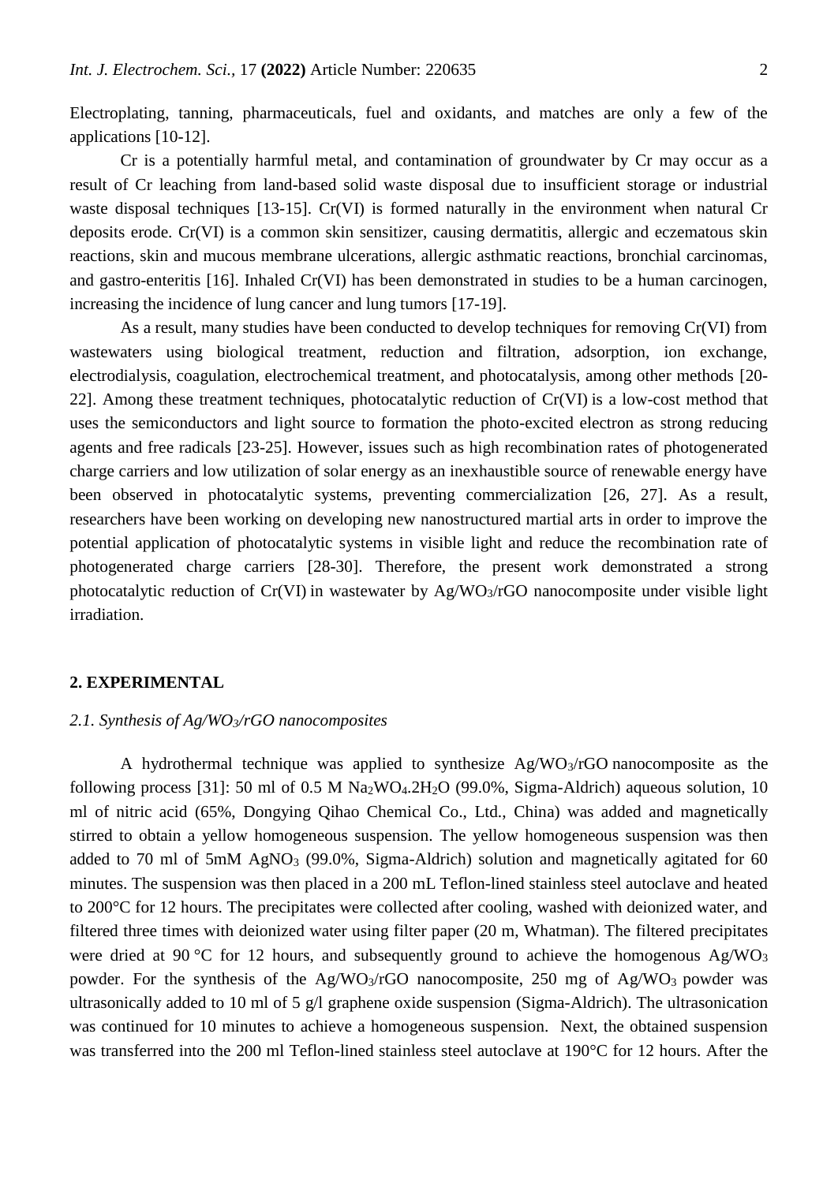Electroplating, tanning, pharmaceuticals, fuel and oxidants, and matches are only a few of the applications [10-12].

Cr is a potentially harmful metal, and contamination of groundwater by Cr may occur as a result of Cr leaching from land-based solid waste disposal due to insufficient storage or industrial waste disposal techniques [13-15]. Cr(VI) is formed naturally in the environment when natural Cr deposits erode. Cr(VI) is a common skin sensitizer, causing dermatitis, allergic and eczematous skin reactions, skin and mucous membrane ulcerations, allergic asthmatic reactions, bronchial carcinomas, and gastro-enteritis [16]. Inhaled Cr(VI) has been demonstrated in studies to be a human carcinogen, increasing the incidence of lung cancer and lung tumors [17-19].

As a result, many studies have been conducted to develop techniques for removing Cr(VI) from wastewaters using biological treatment, reduction and filtration, adsorption, ion exchange, electrodialysis, coagulation, electrochemical treatment, and photocatalysis, among other methods [20-22]. Among these treatment techniques, photocatalytic reduction of Cr(VI) is a low-cost method that uses the semiconductors and light source to formation the photo-excited electron as strong reducing agents and free radicals [23-25]. However, issues such as high recombination rates of photogenerated charge carriers and low utilization of solar energy as an inexhaustible source of renewable energy have been observed in photocatalytic systems, preventing commercialization [26, 27]. As a result, researchers have been working on developing new nanostructured martial arts in order to improve the potential application of photocatalytic systems in visible light and reduce the recombination rate of photogenerated charge carriers [28-30]. Therefore, the present work demonstrated a strong photocatalytic reduction of Cr(VI) in wastewater by $Ag/WO_3$/rGO nanocomposite under visible light irradiation.

## 2. EXPERIMENTAL

### *2.1. Synthesis of $Ag/WO_3$/rGO nanocomposites*

A hydrothermal technique was applied to synthesize $Ag/WO_3$/rGO nanocomposite as the following process [31]: 50 ml of 0.5 M $Na_2WO_4.2H_2O$ (99.0%, Sigma-Aldrich) aqueous solution, 10 ml of nitric acid (65%, Dongying Qihao Chemical Co., Ltd., China) was added and magnetically stirred to obtain a yellow homogeneous suspension. The yellow homogeneous suspension was then added to 70 ml of 5mM $AgNO_3$ (99.0%, Sigma-Aldrich) solution and magnetically agitated for 60 minutes. The suspension was then placed in a 200 mL Teflon-lined stainless steel autoclave and heated to 200°C for 12 hours. The precipitates were collected after cooling, washed with deionized water, and filtered three times with deionized water using filter paper (20 m, Whatman). The filtered precipitates were dried at 90 °C for 12 hours, and subsequently ground to achieve the homogenous $Ag/WO_3$ powder. For the synthesis of the $Ag/WO_3$/rGO nanocomposite, 250 mg of $Ag/WO_3$ powder was ultrasonically added to 10 ml of 5 g/l graphene oxide suspension (Sigma-Aldrich). The ultrasonication was continued for 10 minutes to achieve a homogeneous suspension. Next, the obtained suspension was transferred into the 200 ml Teflon-lined stainless steel autoclave at 190°C for 12 hours. After the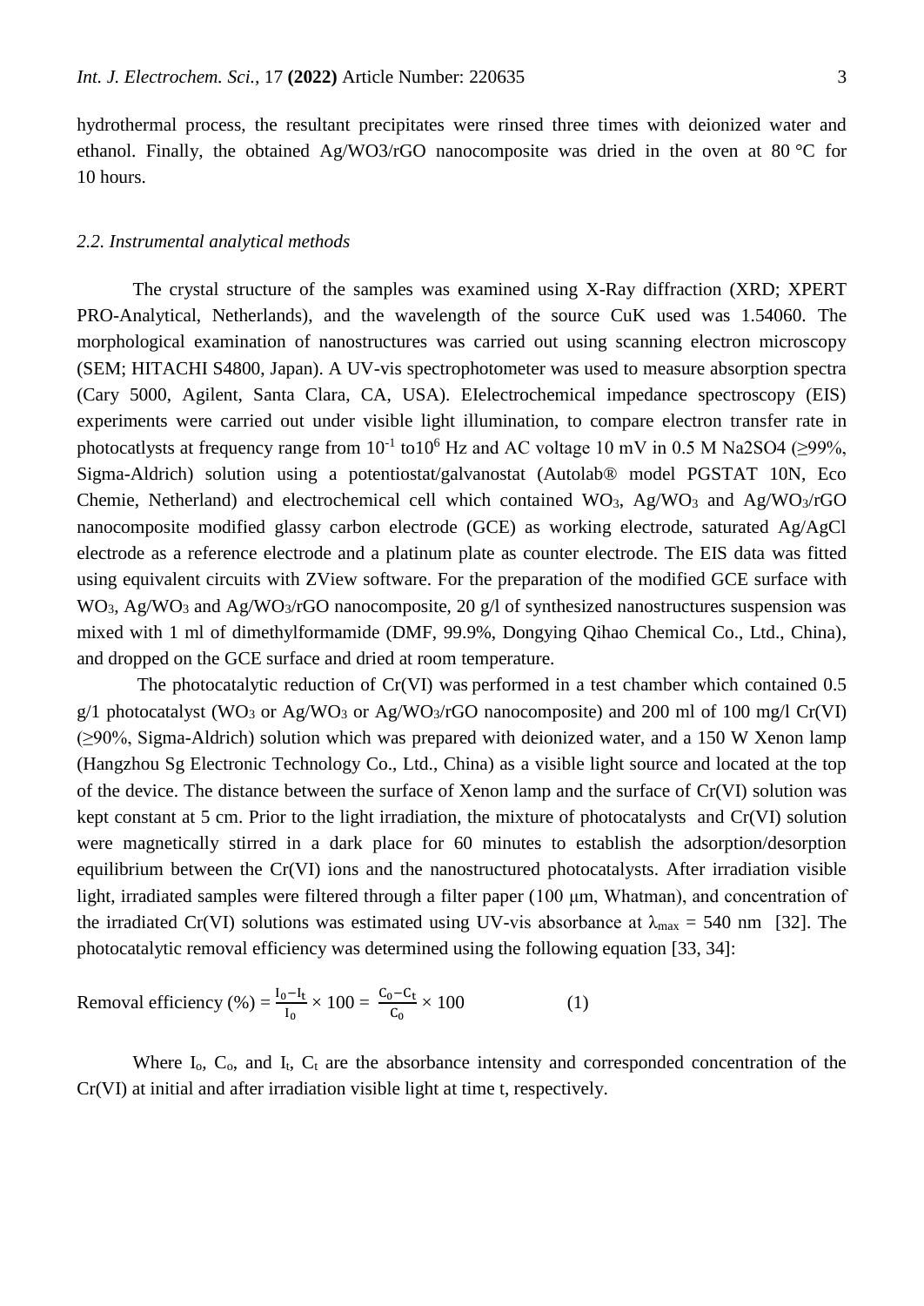hydrothermal process, the resultant precipitates were rinsed three times with deionized water and ethanol. Finally, the obtained Ag/WO3/rGO nanocomposite was dried in the oven at 80 °C for 10 hours.

### *2.2. Instrumental analytical methods*

The crystal structure of the samples was examined using X-Ray diffraction (XRD; XPERT PRO-Analytical, Netherlands), and the wavelength of the source CuK used was 1.54060. The morphological examination of nanostructures was carried out using scanning electron microscopy (SEM; HITACHI S4800, Japan). A UV-vis spectrophotometer was used to measure absorption spectra (Cary 5000, Agilent, Santa Clara, CA, USA). EIelectrochemical impedance spectroscopy (EIS) experiments were carried out under visible light illumination, to compare electron transfer rate in photocatlysts at frequency range from $10^{-1}$ to$10^{6}$ Hz and AC voltage 10 mV in 0.5 M Na2SO4 (≥99%, Sigma-Aldrich) solution using a potentiostat/galvanostat (Autolab® model PGSTAT 10N, Eco Chemie, Netherland) and electrochemical cell which contained $WO_3$, $Ag/WO_3$ and $Ag/WO_3$/rGO nanocomposite modified glassy carbon electrode (GCE) as working electrode, saturated Ag/AgCl electrode as a reference electrode and a platinum plate as counter electrode. The EIS data was fitted using equivalent circuits with ZView software. For the preparation of the modified GCE surface with $WO_3$, $Ag/WO_3$ and $Ag/WO_3$/rGO nanocomposite, 20 g/l of synthesized nanostructures suspension was mixed with 1 ml of dimethylformamide (DMF, 99.9%, Dongying Qihao Chemical Co., Ltd., China), and dropped on the GCE surface and dried at room temperature.

The photocatalytic reduction of Cr(VI) was performed in a test chamber which contained 0.5 g/1 photocatalyst ($WO_3$ or $Ag/WO_3$ or $Ag/WO_3$/rGO nanocomposite) and 200 ml of 100 mg/l Cr(VI) (≥90%, Sigma-Aldrich) solution which was prepared with deionized water, and a 150 W Xenon lamp (Hangzhou Sg Electronic Technology Co., Ltd., China) as a visible light source and located at the top of the device. The distance between the surface of Xenon lamp and the surface of Cr(VI) solution was kept constant at 5 cm. Prior to the light irradiation, the mixture of photocatalysts and Cr(VI) solution were magnetically stirred in a dark place for 60 minutes to establish the adsorption/desorption equilibrium between the Cr(VI) ions and the nanostructured photocatalysts. After irradiation visible light, irradiated samples were filtered through a filter paper (100 μm, Whatman), and concentration of the irradiated Cr(VI) solutions was estimated using UV-vis absorbance at $\lambda_{max}$ = 540 nm [32]. The photocatalytic removal efficiency was determined using the following equation [33, 34]:

$$\text{Removal efficiency (\%)} = \frac{I_0 - I_t}{I_0} \times 100 = \frac{C_0 - C_t}{C_0} \times 100 \qquad (1)$$

Where $I_o$, $C_o$, and $I_t$, $C_t$ are the absorbance intensity and corresponded concentration of the Cr(VI) at initial and after irradiation visible light at time t, respectively.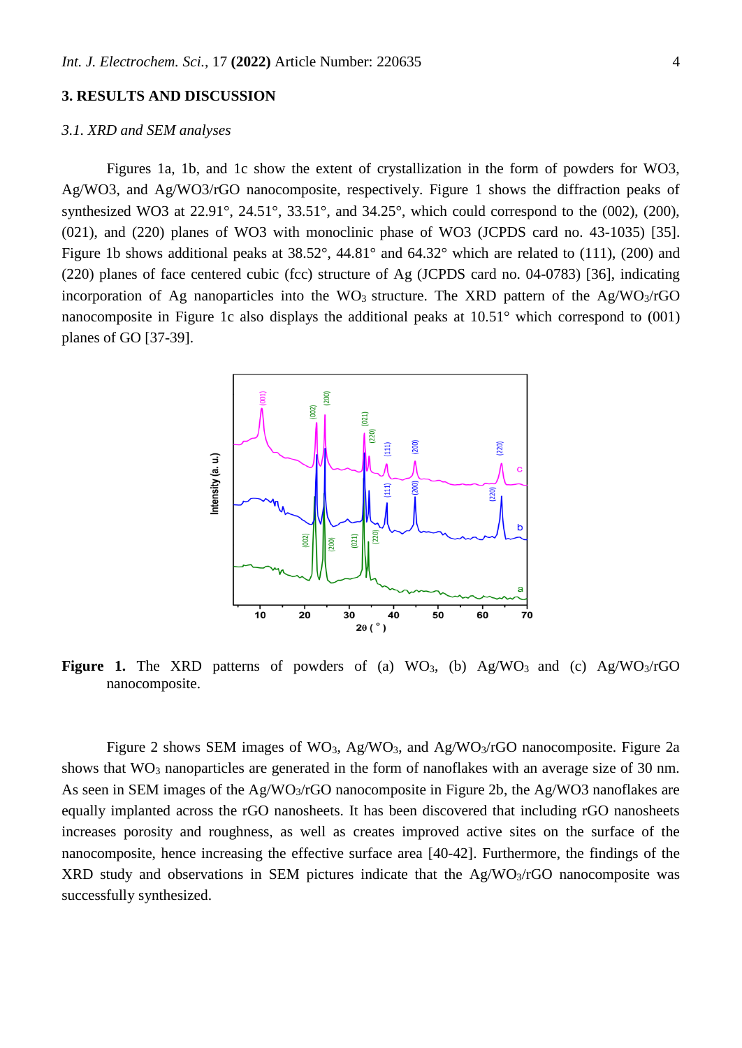## 3. RESULTS AND DISCUSSION

### *3.1. XRD and SEM analyses*

Figures 1a, 1b, and 1c show the extent of crystallization in the form of powders for WO3, Ag/WO3, and Ag/WO3/rGO nanocomposite, respectively. Figure 1 shows the diffraction peaks of synthesized WO3 at 22.91°, 24.51°, 33.51°, and 34.25°, which could correspond to the (002), (200), (021), and (220) planes of WO3 with monoclinic phase of WO3 (JCPDS card no. 43-1035) [35]. Figure 1b shows additional peaks at 38.52°, 44.81° and 64.32° which are related to (111), (200) and (220) planes of face centered cubic (fcc) structure of Ag (JCPDS card no. 04-0783) [36], indicating incorporation of Ag nanoparticles into the $WO_3$ structure. The XRD pattern of the $Ag/WO_3/rGO$ nanocomposite in Figure 1c also displays the additional peaks at 10.51° which correspond to (001) planes of GO [37-39].

**Figure 1.** The XRD patterns of powders of (a) $WO_3$, (b) $Ag/WO_3$ and (c) $Ag/WO_3/rGO$ nanocomposite.

Figure 2 shows SEM images of $WO_3$, $Ag/WO_3$, and $Ag/WO_3/rGO$ nanocomposite. Figure 2a shows that $WO_3$ nanoparticles are generated in the form of nanoflakes with an average size of 30 nm. As seen in SEM images of the $Ag/WO_3/rGO$ nanocomposite in Figure 2b, the Ag/WO3 nanoflakes are equally implanted across the rGO nanosheets. It has been discovered that including rGO nanosheets increases porosity and roughness, as well as creates improved active sites on the surface of the nanocomposite, hence increasing the effective surface area [40-42]. Furthermore, the findings of the XRD study and observations in SEM pictures indicate that the $Ag/WO_3/rGO$ nanocomposite was successfully synthesized.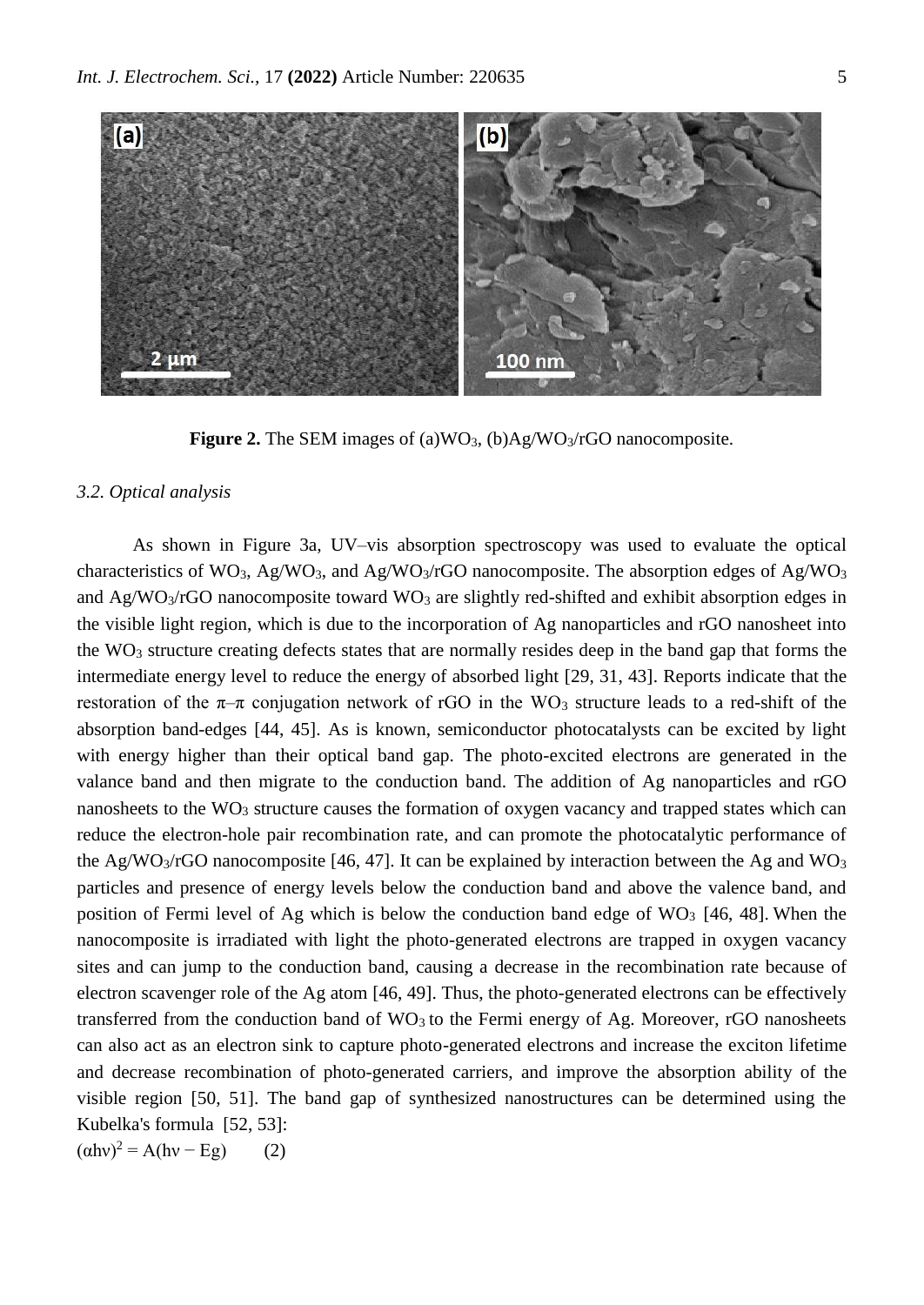**Figure 2.** The SEM images of (a)$WO_3$, (b)Ag/$WO_3$/rGO nanocomposite.

### *3.2. Optical analysis*

As shown in Figure 3a, UV–vis absorption spectroscopy was used to evaluate the optical characteristics of $WO_3$, Ag/$WO_3$, and Ag/$WO_3$/rGO nanocomposite. The absorption edges of Ag/$WO_3$ and Ag/$WO_3$/rGO nanocomposite toward $WO_3$ are slightly red-shifted and exhibit absorption edges in the visible light region, which is due to the incorporation of Ag nanoparticles and rGO nanosheet into the $WO_3$ structure creating defects states that are normally resides deep in the band gap that forms the intermediate energy level to reduce the energy of absorbed light [29, 31, 43]. Reports indicate that the restoration of the π–π conjugation network of rGO in the $WO_3$ structure leads to a red-shift of the absorption band-edges [44, 45]. As is known, semiconductor photocatalysts can be excited by light with energy higher than their optical band gap. The photo-excited electrons are generated in the valance band and then migrate to the conduction band. The addition of Ag nanoparticles and rGO nanosheets to the $WO_3$ structure causes the formation of oxygen vacancy and trapped states which can reduce the electron-hole pair recombination rate, and can promote the photocatalytic performance of the Ag/$WO_3$/rGO nanocomposite [46, 47]. It can be explained by interaction between the Ag and $WO_3$ particles and presence of energy levels below the conduction band and above the valence band, and position of Fermi level of Ag which is below the conduction band edge of $WO_3$ [46, 48]. When the nanocomposite is irradiated with light the photo-generated electrons are trapped in oxygen vacancy sites and can jump to the conduction band, causing a decrease in the recombination rate because of electron scavenger role of the Ag atom [46, 49]. Thus, the photo-generated electrons can be effectively transferred from the conduction band of $WO_3$ to the Fermi energy of Ag. Moreover, rGO nanosheets can also act as an electron sink to capture photo-generated electrons and increase the exciton lifetime and decrease recombination of photo-generated carriers, and improve the absorption ability of the visible region [50, 51]. The band gap of synthesized nanostructures can be determined using the Kubelka's formula [52, 53]:

$$(\alpha h\nu)^2 = A(h\nu - Eg) \qquad (2)$$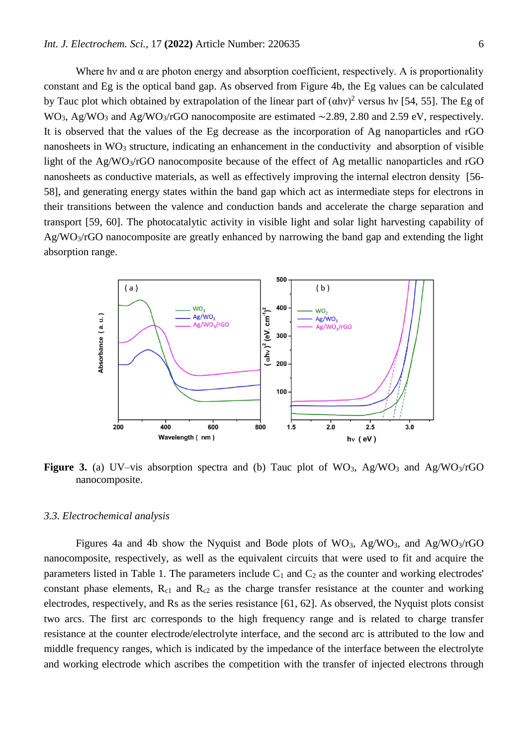Where hν and α are photon energy and absorption coefficient, respectively. A is proportionality constant and Eg is the optical band gap. As observed from Figure 4b, the Eg values can be calculated by Tauc plot which obtained by extrapolation of the linear part of $(\alpha h\nu)^2$ versus hν [54, 55]. The Eg of $WO_3$, Ag/$WO_3$ and Ag/$WO_3$/rGO nanocomposite are estimated ∼2.89, 2.80 and 2.59 eV, respectively. It is observed that the values of the Eg decrease as the incorporation of Ag nanoparticles and rGO nanosheets in $WO_3$ structure, indicating an enhancement in the conductivity and absorption of visible light of the Ag/$WO_3$/rGO nanocomposite because of the effect of Ag metallic nanoparticles and rGO nanosheets as conductive materials, as well as effectively improving the internal electron density [56-58], and generating energy states within the band gap which act as intermediate steps for electrons in their transitions between the valence and conduction bands and accelerate the charge separation and transport [59, 60]. The photocatalytic activity in visible light and solar light harvesting capability of Ag/$WO_3$/rGO nanocomposite are greatly enhanced by narrowing the band gap and extending the light absorption range.

**Figure 3.** (a) UV–vis absorption spectra and (b) Tauc plot of $WO_3$, Ag/$WO_3$ and Ag/$WO_3$/rGO nanocomposite.

### *3.3. Electrochemical analysis*

Figures 4a and 4b show the Nyquist and Bode plots of $WO_3$, Ag/$WO_3$, and Ag/$WO_3$/rGO nanocomposite, respectively, as well as the equivalent circuits that were used to fit and acquire the parameters listed in Table 1. The parameters include $C_1$ and $C_2$ as the counter and working electrodes' constant phase elements, $R_{c1}$ and $R_{c2}$ as the charge transfer resistance at the counter and working electrodes, respectively, and Rs as the series resistance [61, 62]. As observed, the Nyquist plots consist two arcs. The first arc corresponds to the high frequency range and is related to charge transfer resistance at the counter electrode/electrolyte interface, and the second arc is attributed to the low and middle frequency ranges, which is indicated by the impedance of the interface between the electrolyte and working electrode which ascribes the competition with the transfer of injected electrons through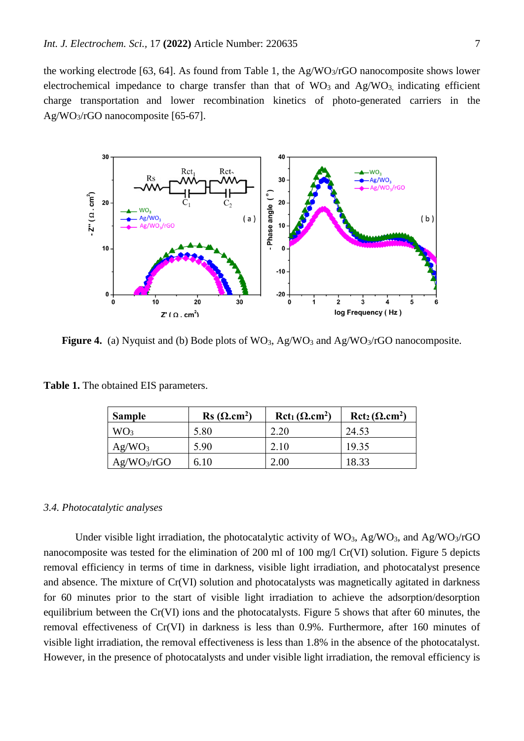the working electrode [63, 64]. As found from Table 1, the $Ag/WO_3/rGO$ nanocomposite shows lower electrochemical impedance to charge transfer than that of $WO_3$ and $Ag/WO_3$, indicating efficient charge transportation and lower recombination kinetics of photo-generated carriers in the $Ag/WO_3/rGO$ nanocomposite [65-67].

**Figure 4.** (a) Nyquist and (b) Bode plots of $WO_3$, $Ag/WO_3$ and $Ag/WO_3/rGO$ nanocomposite.

**Table 1.** The obtained EIS parameters.

| Sample | Rs ($\Omega.cm^2$) | $Rct_1$ ($\Omega.cm^2$) | $Rct_2$ ($\Omega.cm^2$) |
|---|---|---|---|
| $WO_3$ | 5.80 | 2.20 | 24.53 |
| $Ag/WO_3$ | 5.90 | 2.10 | 19.35 |
| $Ag/WO_3/rGO$ | 6.10 | 2.00 | 18.33 |

### *3.4. Photocatalytic analyses*

Under visible light irradiation, the photocatalytic activity of $WO_3$, $Ag/WO_3$, and $Ag/WO_3/rGO$ nanocomposite was tested for the elimination of 200 ml of 100 mg/l Cr(VI) solution. Figure 5 depicts removal efficiency in terms of time in darkness, visible light irradiation, and photocatalyst presence and absence. The mixture of Cr(VI) solution and photocatalysts was magnetically agitated in darkness for 60 minutes prior to the start of visible light irradiation to achieve the adsorption/desorption equilibrium between the Cr(VI) ions and the photocatalysts. Figure 5 shows that after 60 minutes, the removal effectiveness of Cr(VI) in darkness is less than 0.9%. Furthermore, after 160 minutes of visible light irradiation, the removal effectiveness is less than 1.8% in the absence of the photocatalyst. However, in the presence of photocatalysts and under visible light irradiation, the removal efficiency is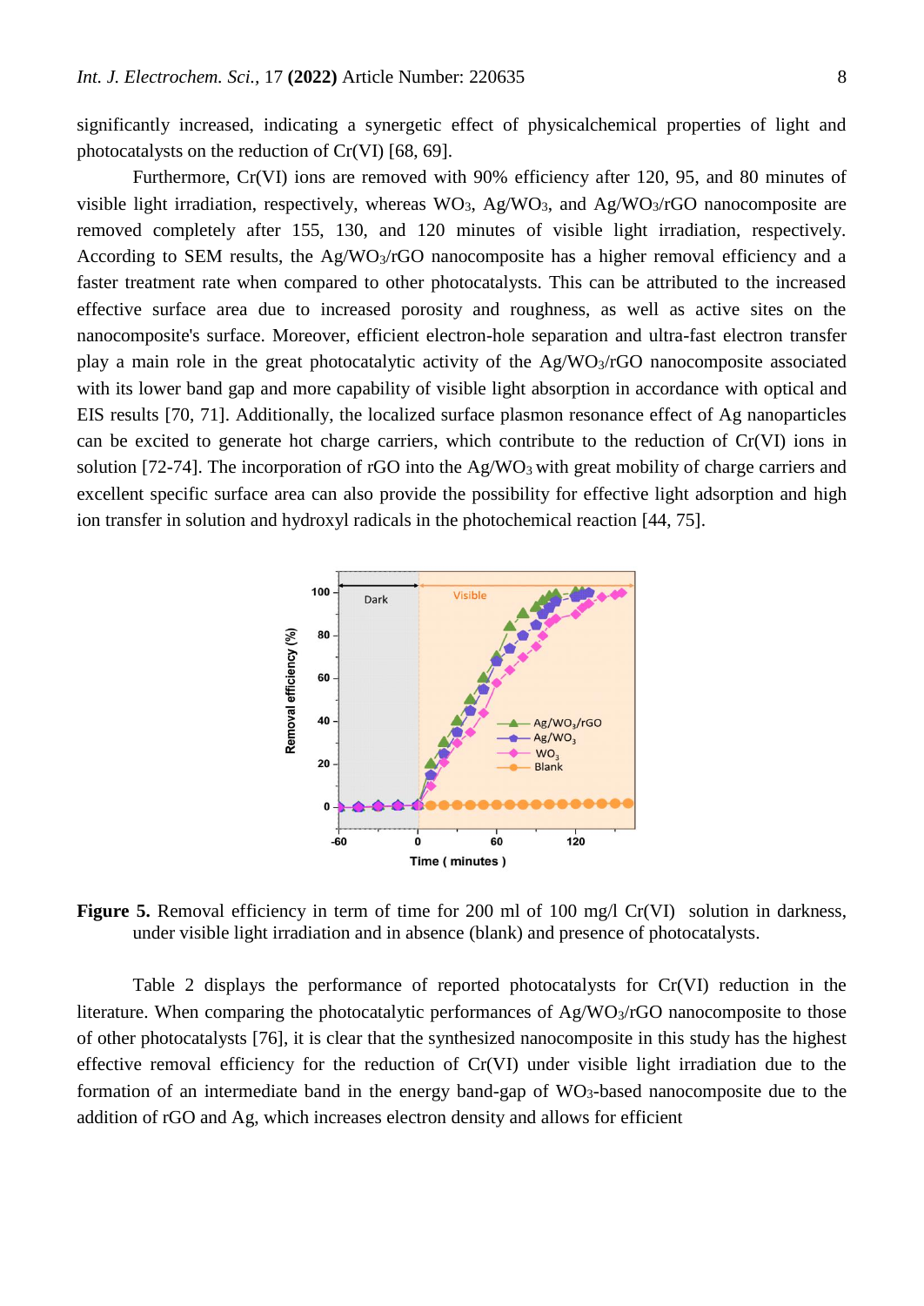significantly increased, indicating a synergetic effect of physicalchemical properties of light and photocatalysts on the reduction of Cr(VI) [68, 69].

Furthermore, Cr(VI) ions are removed with 90% efficiency after 120, 95, and 80 minutes of visible light irradiation, respectively, whereas $WO_3$, $Ag/WO_3$, and $Ag/WO_3/rGO$ nanocomposite are removed completely after 155, 130, and 120 minutes of visible light irradiation, respectively. According to SEM results, the $Ag/WO_3/rGO$ nanocomposite has a higher removal efficiency and a faster treatment rate when compared to other photocatalysts. This can be attributed to the increased effective surface area due to increased porosity and roughness, as well as active sites on the nanocomposite's surface. Moreover, efficient electron-hole separation and ultra-fast electron transfer play a main role in the great photocatalytic activity of the $Ag/WO_3/rGO$ nanocomposite associated with its lower band gap and more capability of visible light absorption in accordance with optical and EIS results [70, 71]. Additionally, the localized surface plasmon resonance effect of Ag nanoparticles can be excited to generate hot charge carriers, which contribute to the reduction of Cr(VI) ions in solution [72-74]. The incorporation of rGO into the $Ag/WO_3$ with great mobility of charge carriers and excellent specific surface area can also provide the possibility for effective light adsorption and high ion transfer in solution and hydroxyl radicals in the photochemical reaction [44, 75].

**Figure 5.** Removal efficiency in term of time for 200 ml of 100 mg/l Cr(VI) solution in darkness, under visible light irradiation and in absence (blank) and presence of photocatalysts.

Table 2 displays the performance of reported photocatalysts for Cr(VI) reduction in the literature. When comparing the photocatalytic performances of $Ag/WO_3/rGO$ nanocomposite to those of other photocatalysts [76], it is clear that the synthesized nanocomposite in this study has the highest effective removal efficiency for the reduction of Cr(VI) under visible light irradiation due to the formation of an intermediate band in the energy band-gap of $WO_3$-based nanocomposite due to the addition of rGO and Ag, which increases electron density and allows for efficient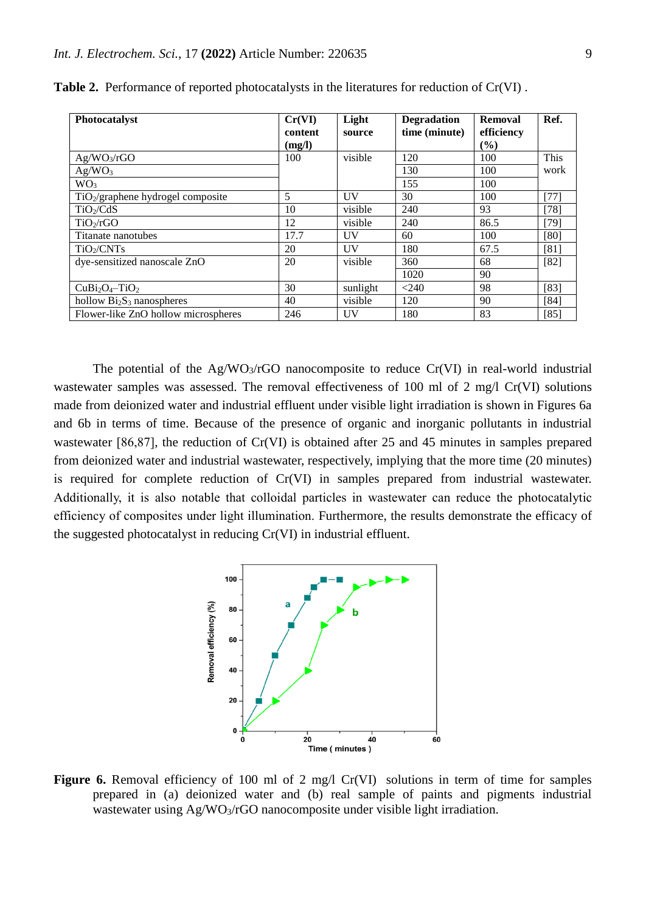**Table 2.** Performance of reported photocatalysts in the literatures for reduction of Cr(VI) .

| Photocatalyst | Cr(VI) content (mg/l) | Light source | Degradation time (minute) | Removal efficiency (%) | Ref. |
|---|---|---|---|---|---|
| $Ag/WO_3/rGO$ | 100 | visible | 120 | 100 | This work |
| $Ag/WO_3$ | | | 130 | 100 | |
| $WO_3$ | | | 155 | 100 | |
| $TiO_2$/graphene hydrogel composite | 5 | UV | 30 | 100 | [77] |
| $TiO_2/CdS$ | 10 | visible | 240 | 93 | [78] |
| $TiO_2/rGO$ | 12 | visible | 240 | 86.5 | [79] |
| Titanate nanotubes | 17.7 | UV | 60 | 100 | [80] |
| $TiO_2$/CNTs | 20 | UV | 180 | 67.5 | [81] |
| dye-sensitized nanoscale ZnO | 20 | visible | 360 | 68 | [82] |
| | | | 1020 | 90 | |
| $CuBi_2O_4$–$TiO_2$ | 30 | sunlight | <240 | 98 | [83] |
| hollow $Bi_2S_3$ nanospheres | 40 | visible | 120 | 90 | [84] |
| Flower-like ZnO hollow microspheres | 246 | UV | 180 | 83 | [85] |

The potential of the $Ag/WO_3/rGO$ nanocomposite to reduce Cr(VI) in real-world industrial wastewater samples was assessed. The removal effectiveness of 100 ml of 2 mg/l Cr(VI) solutions made from deionized water and industrial effluent under visible light irradiation is shown in Figures 6a and 6b in terms of time. Because of the presence of organic and inorganic pollutants in industrial wastewater [86,87], the reduction of Cr(VI) is obtained after 25 and 45 minutes in samples prepared from deionized water and industrial wastewater, respectively, implying that the more time (20 minutes) is required for complete reduction of Cr(VI) in samples prepared from industrial wastewater. Additionally, it is also notable that colloidal particles in wastewater can reduce the photocatalytic efficiency of composites under light illumination. Furthermore, the results demonstrate the efficacy of the suggested photocatalyst in reducing Cr(VI) in industrial effluent.

**Figure 6.** Removal efficiency of 100 ml of 2 mg/l Cr(VI) solutions in term of time for samples prepared in (a) deionized water and (b) real sample of paints and pigments industrial wastewater using $Ag/WO_3/rGO$ nanocomposite under visible light irradiation.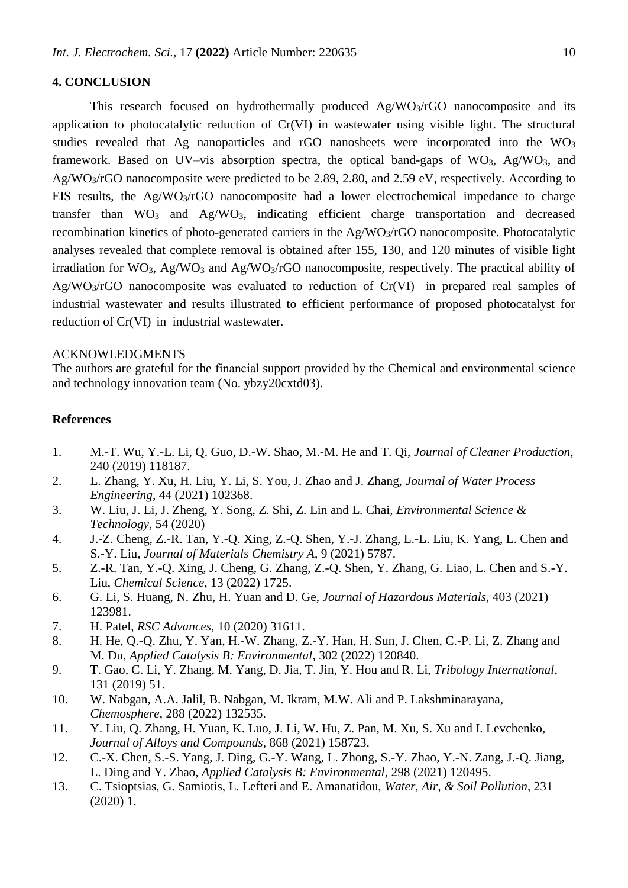## 4. CONCLUSION

This research focused on hydrothermally produced $Ag/WO_3/rGO$ nanocomposite and its application to photocatalytic reduction of Cr(VI) in wastewater using visible light. The structural studies revealed that Ag nanoparticles and rGO nanosheets were incorporated into the $WO_3$ framework. Based on UV–vis absorption spectra, the optical band-gaps of $WO_3$, $Ag/WO_3$, and $Ag/WO_3/rGO$ nanocomposite were predicted to be 2.89, 2.80, and 2.59 eV, respectively. According to EIS results, the $Ag/WO_3/rGO$ nanocomposite had a lower electrochemical impedance to charge transfer than $WO_3$ and $Ag/WO_3$, indicating efficient charge transportation and decreased recombination kinetics of photo-generated carriers in the $Ag/WO_3/rGO$ nanocomposite. Photocatalytic analyses revealed that complete removal is obtained after 155, 130, and 120 minutes of visible light irradiation for $WO_3$, $Ag/WO_3$ and $Ag/WO_3/rGO$ nanocomposite, respectively. The practical ability of $Ag/WO_3/rGO$ nanocomposite was evaluated to reduction of Cr(VI) in prepared real samples of industrial wastewater and results illustrated to efficient performance of proposed photocatalyst for reduction of Cr(VI) in industrial wastewater.

ACKNOWLEDGMENTS

The authors are grateful for the financial support provided by the Chemical and environmental science and technology innovation team (No. ybzy20cxtd03).

## References

1. M.-T. Wu, Y.-L. Li, Q. Guo, D.-W. Shao, M.-M. He and T. Qi, *Journal of Cleaner Production*, 240 (2019) 118187.
2. L. Zhang, Y. Xu, H. Liu, Y. Li, S. You, J. Zhao and J. Zhang, *Journal of Water Process Engineering*, 44 (2021) 102368.
3. W. Liu, J. Li, J. Zheng, Y. Song, Z. Shi, Z. Lin and L. Chai, *Environmental Science & Technology*, 54 (2020)
4. J.-Z. Cheng, Z.-R. Tan, Y.-Q. Xing, Z.-Q. Shen, Y.-J. Zhang, L.-L. Liu, K. Yang, L. Chen and S.-Y. Liu, *Journal of Materials Chemistry A*, 9 (2021) 5787.
5. Z.-R. Tan, Y.-Q. Xing, J. Cheng, G. Zhang, Z.-Q. Shen, Y. Zhang, G. Liao, L. Chen and S.-Y. Liu, *Chemical Science*, 13 (2022) 1725.
6. G. Li, S. Huang, N. Zhu, H. Yuan and D. Ge, *Journal of Hazardous Materials*, 403 (2021) 123981.
7. H. Patel, *RSC Advances*, 10 (2020) 31611.
8. H. He, Q.-Q. Zhu, Y. Yan, H.-W. Zhang, Z.-Y. Han, H. Sun, J. Chen, C.-P. Li, Z. Zhang and M. Du, *Applied Catalysis B: Environmental*, 302 (2022) 120840.
9. T. Gao, C. Li, Y. Zhang, M. Yang, D. Jia, T. Jin, Y. Hou and R. Li, *Tribology International*, 131 (2019) 51.
10. W. Nabgan, A.A. Jalil, B. Nabgan, M. Ikram, M.W. Ali and P. Lakshminarayana, *Chemosphere*, 288 (2022) 132535.
11. Y. Liu, Q. Zhang, H. Yuan, K. Luo, J. Li, W. Hu, Z. Pan, M. Xu, S. Xu and I. Levchenko, *Journal of Alloys and Compounds*, 868 (2021) 158723.
12. C.-X. Chen, S.-S. Yang, J. Ding, G.-Y. Wang, L. Zhong, S.-Y. Zhao, Y.-N. Zang, J.-Q. Jiang, L. Ding and Y. Zhao, *Applied Catalysis B: Environmental*, 298 (2021) 120495.
13. C. Tsioptsias, G. Samiotis, L. Lefteri and E. Amanatidou, *Water, Air, & Soil Pollution*, 231 (2020) 1.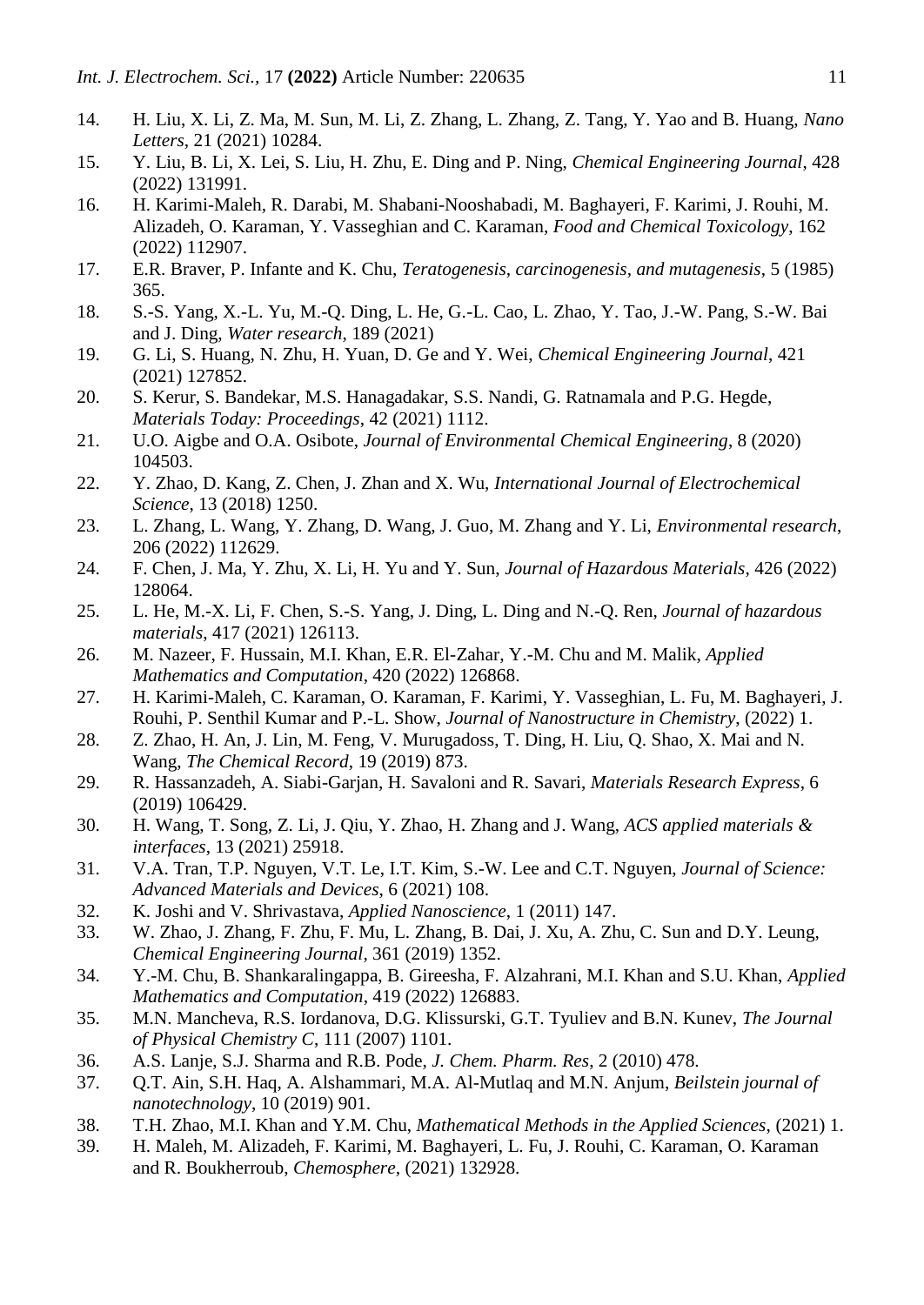14. H. Liu, X. Li, Z. Ma, M. Sun, M. Li, Z. Zhang, L. Zhang, Z. Tang, Y. Yao and B. Huang, *Nano Letters*, 21 (2021) 10284.
15. Y. Liu, B. Li, X. Lei, S. Liu, H. Zhu, E. Ding and P. Ning, *Chemical Engineering Journal*, 428 (2022) 131991.
16. H. Karimi-Maleh, R. Darabi, M. Shabani-Nooshabadi, M. Baghayeri, F. Karimi, J. Rouhi, M. Alizadeh, O. Karaman, Y. Vasseghian and C. Karaman, *Food and Chemical Toxicology*, 162 (2022) 112907.
17. E.R. Braver, P. Infante and K. Chu, *Teratogenesis, carcinogenesis, and mutagenesis*, 5 (1985) 365.
18. S.-S. Yang, X.-L. Yu, M.-Q. Ding, L. He, G.-L. Cao, L. Zhao, Y. Tao, J.-W. Pang, S.-W. Bai and J. Ding, *Water research*, 189 (2021)
19. G. Li, S. Huang, N. Zhu, H. Yuan, D. Ge and Y. Wei, *Chemical Engineering Journal*, 421 (2021) 127852.
20. S. Kerur, S. Bandekar, M.S. Hanagadakar, S.S. Nandi, G. Ratnamala and P.G. Hegde, *Materials Today: Proceedings*, 42 (2021) 1112.
21. U.O. Aigbe and O.A. Osibote, *Journal of Environmental Chemical Engineering*, 8 (2020) 104503.
22. Y. Zhao, D. Kang, Z. Chen, J. Zhan and X. Wu, *International Journal of Electrochemical Science*, 13 (2018) 1250.
23. L. Zhang, L. Wang, Y. Zhang, D. Wang, J. Guo, M. Zhang and Y. Li, *Environmental research*, 206 (2022) 112629.
24. F. Chen, J. Ma, Y. Zhu, X. Li, H. Yu and Y. Sun, *Journal of Hazardous Materials*, 426 (2022) 128064.
25. L. He, M.-X. Li, F. Chen, S.-S. Yang, J. Ding, L. Ding and N.-Q. Ren, *Journal of hazardous materials*, 417 (2021) 126113.
26. M. Nazeer, F. Hussain, M.I. Khan, E.R. El-Zahar, Y.-M. Chu and M. Malik, *Applied Mathematics and Computation*, 420 (2022) 126868.
27. H. Karimi-Maleh, C. Karaman, O. Karaman, F. Karimi, Y. Vasseghian, L. Fu, M. Baghayeri, J. Rouhi, P. Senthil Kumar and P.-L. Show, *Journal of Nanostructure in Chemistry*, (2022) 1.
28. Z. Zhao, H. An, J. Lin, M. Feng, V. Murugadoss, T. Ding, H. Liu, Q. Shao, X. Mai and N. Wang, *The Chemical Record*, 19 (2019) 873.
29. R. Hassanzadeh, A. Siabi-Garjan, H. Savaloni and R. Savari, *Materials Research Express*, 6 (2019) 106429.
30. H. Wang, T. Song, Z. Li, J. Qiu, Y. Zhao, H. Zhang and J. Wang, *ACS applied materials & interfaces*, 13 (2021) 25918.
31. V.A. Tran, T.P. Nguyen, V.T. Le, I.T. Kim, S.-W. Lee and C.T. Nguyen, *Journal of Science: Advanced Materials and Devices*, 6 (2021) 108.
32. K. Joshi and V. Shrivastava, *Applied Nanoscience*, 1 (2011) 147.
33. W. Zhao, J. Zhang, F. Zhu, F. Mu, L. Zhang, B. Dai, J. Xu, A. Zhu, C. Sun and D.Y. Leung, *Chemical Engineering Journal*, 361 (2019) 1352.
34. Y.-M. Chu, B. Shankaralingappa, B. Gireesha, F. Alzahrani, M.I. Khan and S.U. Khan, *Applied Mathematics and Computation*, 419 (2022) 126883.
35. M.N. Mancheva, R.S. Iordanova, D.G. Klissurski, G.T. Tyuliev and B.N. Kunev, *The Journal of Physical Chemistry C*, 111 (2007) 1101.
36. A.S. Lanje, S.J. Sharma and R.B. Pode, *J. Chem. Pharm. Res*, 2 (2010) 478.
37. Q.T. Ain, S.H. Haq, A. Alshammari, M.A. Al-Mutlaq and M.N. Anjum, *Beilstein journal of nanotechnology*, 10 (2019) 901.
38. T.H. Zhao, M.I. Khan and Y.M. Chu, *Mathematical Methods in the Applied Sciences*, (2021) 1.
39. H. Maleh, M. Alizadeh, F. Karimi, M. Baghayeri, L. Fu, J. Rouhi, C. Karaman, O. Karaman and R. Boukherroub, *Chemosphere*, (2021) 132928.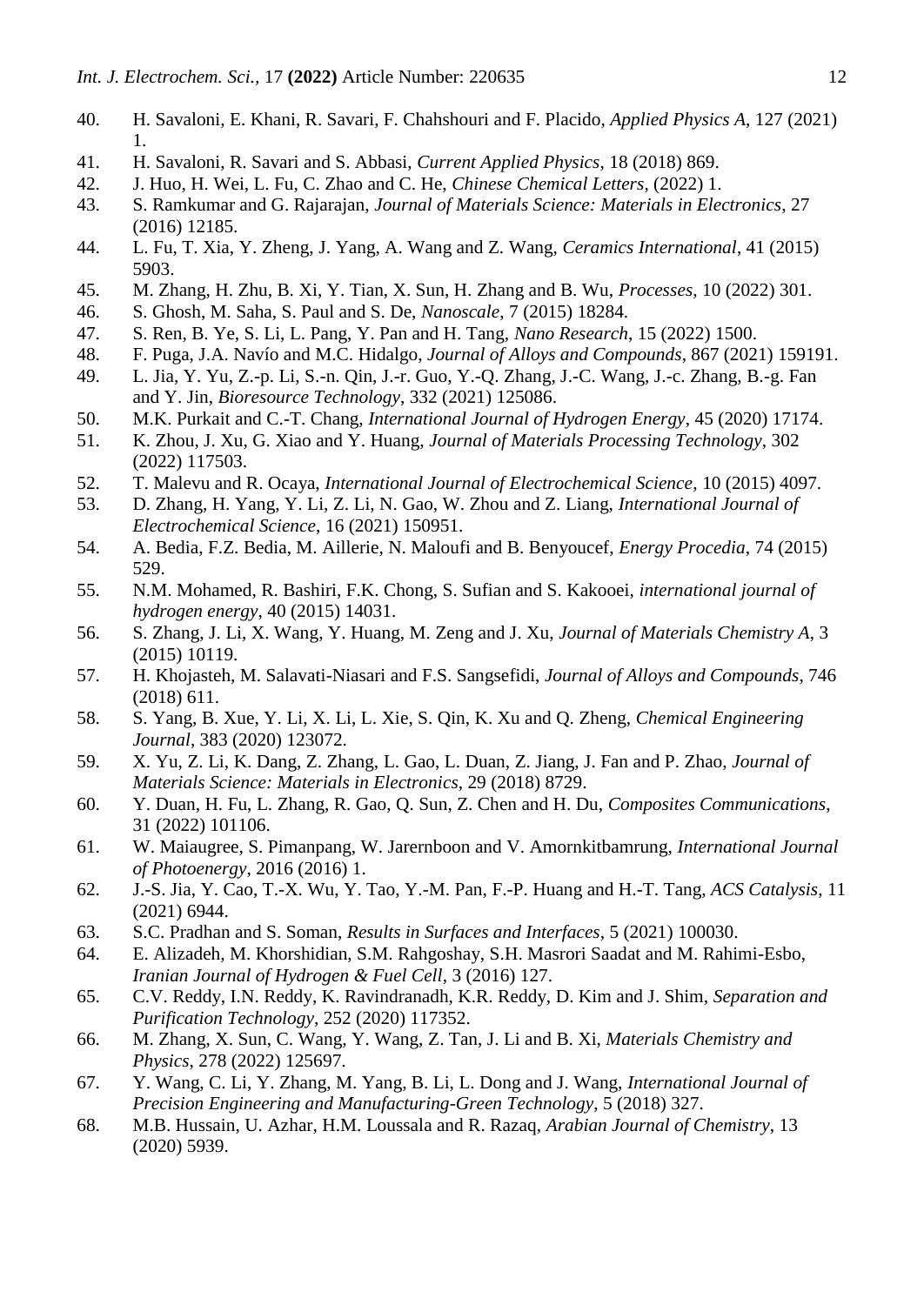40. H. Savaloni, E. Khani, R. Savari, F. Chahshouri and F. Placido, *Applied Physics A*, 127 (2021) 1.
41. H. Savaloni, R. Savari and S. Abbasi, *Current Applied Physics*, 18 (2018) 869.
42. J. Huo, H. Wei, L. Fu, C. Zhao and C. He, *Chinese Chemical Letters*, (2022) 1.
43. S. Ramkumar and G. Rajarajan, *Journal of Materials Science: Materials in Electronics*, 27 (2016) 12185.
44. L. Fu, T. Xia, Y. Zheng, J. Yang, A. Wang and Z. Wang, *Ceramics International*, 41 (2015) 5903.
45. M. Zhang, H. Zhu, B. Xi, Y. Tian, X. Sun, H. Zhang and B. Wu, *Processes*, 10 (2022) 301.
46. S. Ghosh, M. Saha, S. Paul and S. De, *Nanoscale*, 7 (2015) 18284.
47. S. Ren, B. Ye, S. Li, L. Pang, Y. Pan and H. Tang, *Nano Research*, 15 (2022) 1500.
48. F. Puga, J.A. Navío and M.C. Hidalgo, *Journal of Alloys and Compounds*, 867 (2021) 159191.
49. L. Jia, Y. Yu, Z.-p. Li, S.-n. Qin, J.-r. Guo, Y.-Q. Zhang, J.-C. Wang, J.-c. Zhang, B.-g. Fan and Y. Jin, *Bioresource Technology*, 332 (2021) 125086.
50. M.K. Purkait and C.-T. Chang, *International Journal of Hydrogen Energy*, 45 (2020) 17174.
51. K. Zhou, J. Xu, G. Xiao and Y. Huang, *Journal of Materials Processing Technology*, 302 (2022) 117503.
52. T. Malevu and R. Ocaya, *International Journal of Electrochemical Science*, 10 (2015) 4097.
53. D. Zhang, H. Yang, Y. Li, Z. Li, N. Gao, W. Zhou and Z. Liang, *International Journal of Electrochemical Science*, 16 (2021) 150951.
54. A. Bedia, F.Z. Bedia, M. Aillerie, N. Maloufi and B. Benyoucef, *Energy Procedia*, 74 (2015) 529.
55. N.M. Mohamed, R. Bashiri, F.K. Chong, S. Sufian and S. Kakooei, *international journal of hydrogen energy*, 40 (2015) 14031.
56. S. Zhang, J. Li, X. Wang, Y. Huang, M. Zeng and J. Xu, *Journal of Materials Chemistry A*, 3 (2015) 10119.
57. H. Khojasteh, M. Salavati-Niasari and F.S. Sangsefidi, *Journal of Alloys and Compounds*, 746 (2018) 611.
58. S. Yang, B. Xue, Y. Li, X. Li, L. Xie, S. Qin, K. Xu and Q. Zheng, *Chemical Engineering Journal*, 383 (2020) 123072.
59. X. Yu, Z. Li, K. Dang, Z. Zhang, L. Gao, L. Duan, Z. Jiang, J. Fan and P. Zhao, *Journal of Materials Science: Materials in Electronics*, 29 (2018) 8729.
60. Y. Duan, H. Fu, L. Zhang, R. Gao, Q. Sun, Z. Chen and H. Du, *Composites Communications*, 31 (2022) 101106.
61. W. Maiaugree, S. Pimanpang, W. Jarernboon and V. Amornkitbamrung, *International Journal of Photoenergy*, 2016 (2016) 1.
62. J.-S. Jia, Y. Cao, T.-X. Wu, Y. Tao, Y.-M. Pan, F.-P. Huang and H.-T. Tang, *ACS Catalysis*, 11 (2021) 6944.
63. S.C. Pradhan and S. Soman, *Results in Surfaces and Interfaces*, 5 (2021) 100030.
64. E. Alizadeh, M. Khorshidian, S.M. Rahgoshay, S.H. Masrori Saadat and M. Rahimi-Esbo, *Iranian Journal of Hydrogen & Fuel Cell*, 3 (2016) 127.
65. C.V. Reddy, I.N. Reddy, K. Ravindranadh, K.R. Reddy, D. Kim and J. Shim, *Separation and Purification Technology*, 252 (2020) 117352.
66. M. Zhang, X. Sun, C. Wang, Y. Wang, Z. Tan, J. Li and B. Xi, *Materials Chemistry and Physics*, 278 (2022) 125697.
67. Y. Wang, C. Li, Y. Zhang, M. Yang, B. Li, L. Dong and J. Wang, *International Journal of Precision Engineering and Manufacturing-Green Technology*, 5 (2018) 327.
68. M.B. Hussain, U. Azhar, H.M. Loussala and R. Razaq, *Arabian Journal of Chemistry*, 13 (2020) 5939.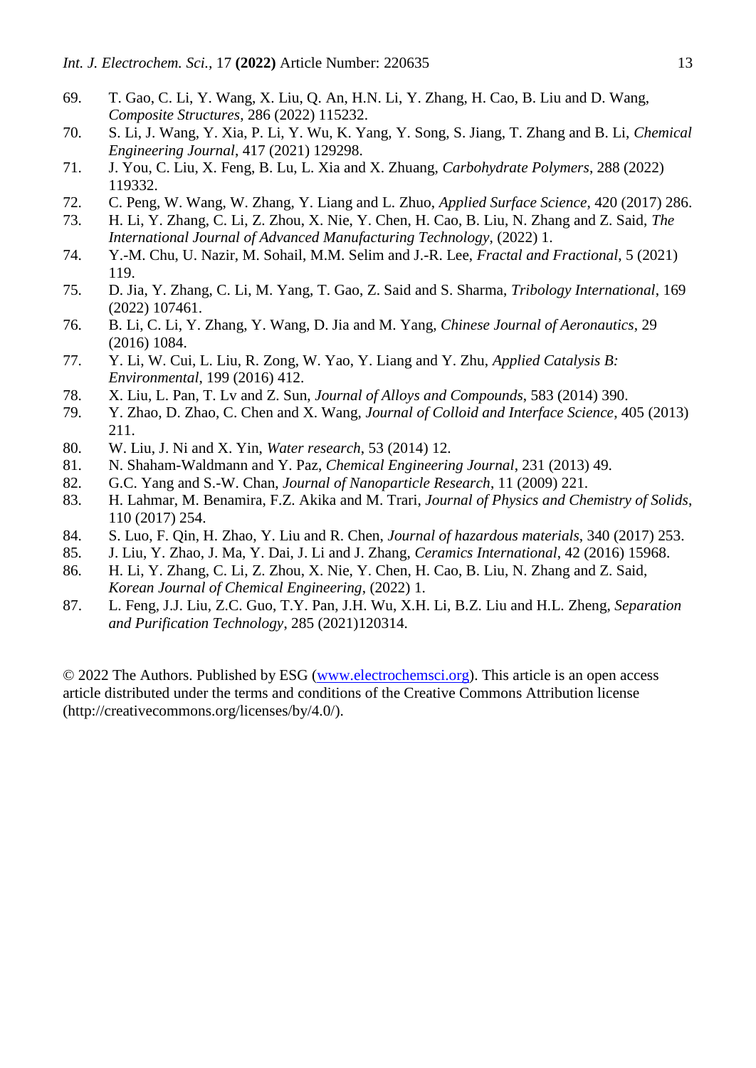69. T. Gao, C. Li, Y. Wang, X. Liu, Q. An, H.N. Li, Y. Zhang, H. Cao, B. Liu and D. Wang, *Composite Structures*, 286 (2022) 115232.
70. S. Li, J. Wang, Y. Xia, P. Li, Y. Wu, K. Yang, Y. Song, S. Jiang, T. Zhang and B. Li, *Chemical Engineering Journal*, 417 (2021) 129298.
71. J. You, C. Liu, X. Feng, B. Lu, L. Xia and X. Zhuang, *Carbohydrate Polymers*, 288 (2022) 119332.
72. C. Peng, W. Wang, W. Zhang, Y. Liang and L. Zhuo, *Applied Surface Science*, 420 (2017) 286.
73. H. Li, Y. Zhang, C. Li, Z. Zhou, X. Nie, Y. Chen, H. Cao, B. Liu, N. Zhang and Z. Said, *The International Journal of Advanced Manufacturing Technology*, (2022) 1.
74. Y.-M. Chu, U. Nazir, M. Sohail, M.M. Selim and J.-R. Lee, *Fractal and Fractional*, 5 (2021) 119.
75. D. Jia, Y. Zhang, C. Li, M. Yang, T. Gao, Z. Said and S. Sharma, *Tribology International*, 169 (2022) 107461.
76. B. Li, C. Li, Y. Zhang, Y. Wang, D. Jia and M. Yang, *Chinese Journal of Aeronautics*, 29 (2016) 1084.
77. Y. Li, W. Cui, L. Liu, R. Zong, W. Yao, Y. Liang and Y. Zhu, *Applied Catalysis B: Environmental*, 199 (2016) 412.
78. X. Liu, L. Pan, T. Lv and Z. Sun, *Journal of Alloys and Compounds*, 583 (2014) 390.
79. Y. Zhao, D. Zhao, C. Chen and X. Wang, *Journal of Colloid and Interface Science*, 405 (2013) 211.
80. W. Liu, J. Ni and X. Yin, *Water research*, 53 (2014) 12.
81. N. Shaham-Waldmann and Y. Paz, *Chemical Engineering Journal*, 231 (2013) 49.
82. G.C. Yang and S.-W. Chan, *Journal of Nanoparticle Research*, 11 (2009) 221.
83. H. Lahmar, M. Benamira, F.Z. Akika and M. Trari, *Journal of Physics and Chemistry of Solids*, 110 (2017) 254.
84. S. Luo, F. Qin, H. Zhao, Y. Liu and R. Chen, *Journal of hazardous materials*, 340 (2017) 253.
85. J. Liu, Y. Zhao, J. Ma, Y. Dai, J. Li and J. Zhang, *Ceramics International*, 42 (2016) 15968.
86. H. Li, Y. Zhang, C. Li, Z. Zhou, X. Nie, Y. Chen, H. Cao, B. Liu, N. Zhang and Z. Said, *Korean Journal of Chemical Engineering*, (2022) 1.
87. L. Feng, J.J. Liu, Z.C. Guo, T.Y. Pan, J.H. Wu, X.H. Li, B.Z. Liu and H.L. Zheng, *Separation and Purification Technology*, 285 (2021)120314.

© 2022 The Authors. Published by ESG (www.electrochemsci.org). This article is an open access article distributed under the terms and conditions of the Creative Commons Attribution license (http://creativecommons.org/licenses/by/4.0/).